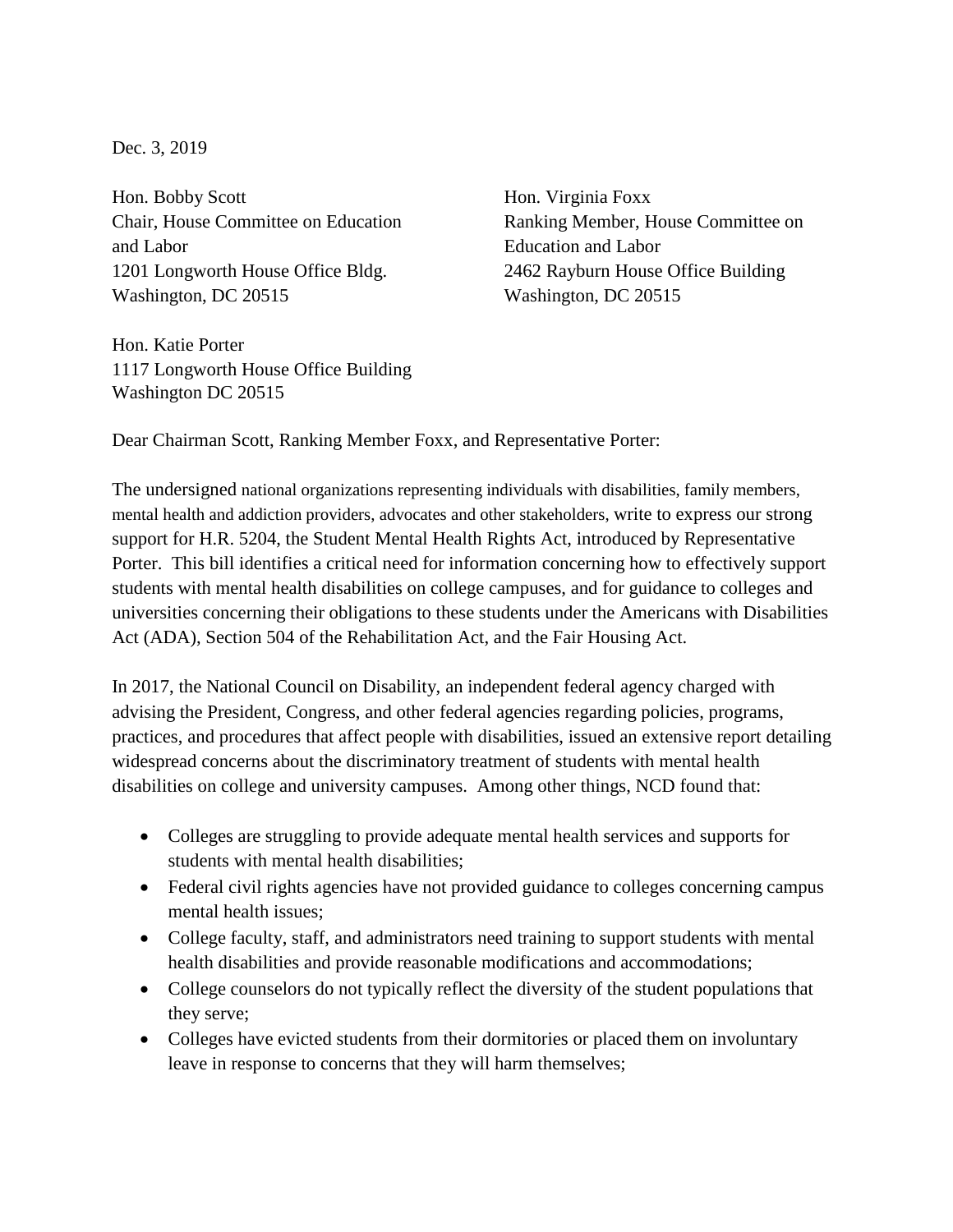Dec. 3, 2019

Hon. Bobby Scott
Chair, House Committee on Education and Labor
1201 Longworth House Office Bldg.
Washington, DC 20515

Hon. Virginia Foxx
Ranking Member, House Committee on Education and Labor
2462 Rayburn House Office Building
Washington, DC 20515

Hon. Katie Porter
1117 Longworth House Office Building
Washington DC 20515

Dear Chairman Scott, Ranking Member Foxx, and Representative Porter:

The undersigned national organizations representing individuals with disabilities, family members, mental health and addiction providers, advocates and other stakeholders, write to express our strong support for H.R. 5204, the Student Mental Health Rights Act, introduced by Representative Porter. This bill identifies a critical need for information concerning how to effectively support students with mental health disabilities on college campuses, and for guidance to colleges and universities concerning their obligations to these students under the Americans with Disabilities Act (ADA), Section 504 of the Rehabilitation Act, and the Fair Housing Act.

In 2017, the National Council on Disability, an independent federal agency charged with advising the President, Congress, and other federal agencies regarding policies, programs, practices, and procedures that affect people with disabilities, issued an extensive report detailing widespread concerns about the discriminatory treatment of students with mental health disabilities on college and university campuses. Among other things, NCD found that:

- Colleges are struggling to provide adequate mental health services and supports for students with mental health disabilities;
- Federal civil rights agencies have not provided guidance to colleges concerning campus mental health issues;
- College faculty, staff, and administrators need training to support students with mental health disabilities and provide reasonable modifications and accommodations;
- College counselors do not typically reflect the diversity of the student populations that they serve;
- Colleges have evicted students from their dormitories or placed them on involuntary leave in response to concerns that they will harm themselves;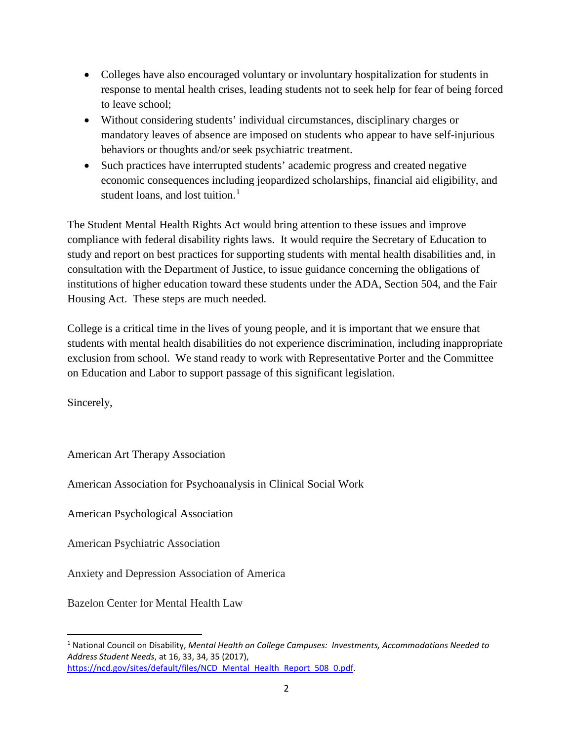- Colleges have also encouraged voluntary or involuntary hospitalization for students in response to mental health crises, leading students not to seek help for fear of being forced to leave school;
- Without considering students' individual circumstances, disciplinary charges or mandatory leaves of absence are imposed on students who appear to have self-injurious behaviors or thoughts and/or seek psychiatric treatment.
- Such practices have interrupted students' academic progress and created negative economic consequences including jeopardized scholarships, financial aid eligibility, and student loans, and lost tuition.[1]

The Student Mental Health Rights Act would bring attention to these issues and improve compliance with federal disability rights laws. It would require the Secretary of Education to study and report on best practices for supporting students with mental health disabilities and, in consultation with the Department of Justice, to issue guidance concerning the obligations of institutions of higher education toward these students under the ADA, Section 504, and the Fair Housing Act. These steps are much needed.

College is a critical time in the lives of young people, and it is important that we ensure that students with mental health disabilities do not experience discrimination, including inappropriate exclusion from school. We stand ready to work with Representative Porter and the Committee on Education and Labor to support passage of this significant legislation.

Sincerely,

American Art Therapy Association

American Association for Psychoanalysis in Clinical Social Work

American Psychological Association

American Psychiatric Association

Anxiety and Depression Association of America

Bazelon Center for Mental Health Law

---

[1] National Council on Disability, *Mental Health on College Campuses: Investments, Accommodations Needed to Address Student Needs*, at 16, 33, 34, 35 (2017), https://ncd.gov/sites/default/files/NCD_Mental_Health_Report_508_0.pdf.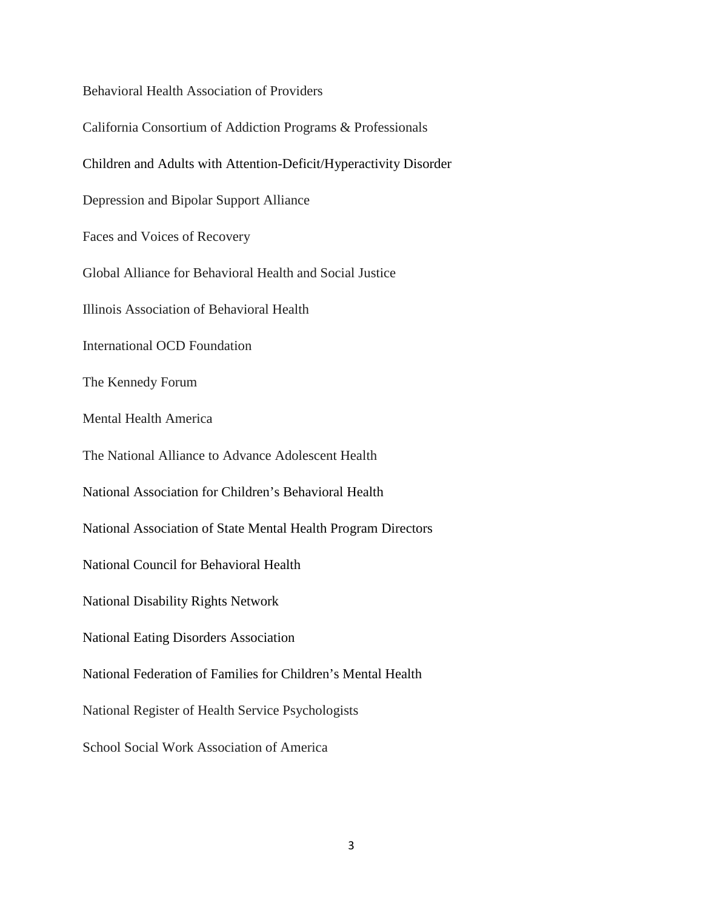Behavioral Health Association of Providers

California Consortium of Addiction Programs & Professionals

Children and Adults with Attention-Deficit/Hyperactivity Disorder

Depression and Bipolar Support Alliance

Faces and Voices of Recovery

Global Alliance for Behavioral Health and Social Justice

Illinois Association of Behavioral Health

International OCD Foundation

The Kennedy Forum

Mental Health America

The National Alliance to Advance Adolescent Health

National Association for Children's Behavioral Health

National Association of State Mental Health Program Directors

National Council for Behavioral Health

National Disability Rights Network

National Eating Disorders Association

National Federation of Families for Children's Mental Health

National Register of Health Service Psychologists

School Social Work Association of America